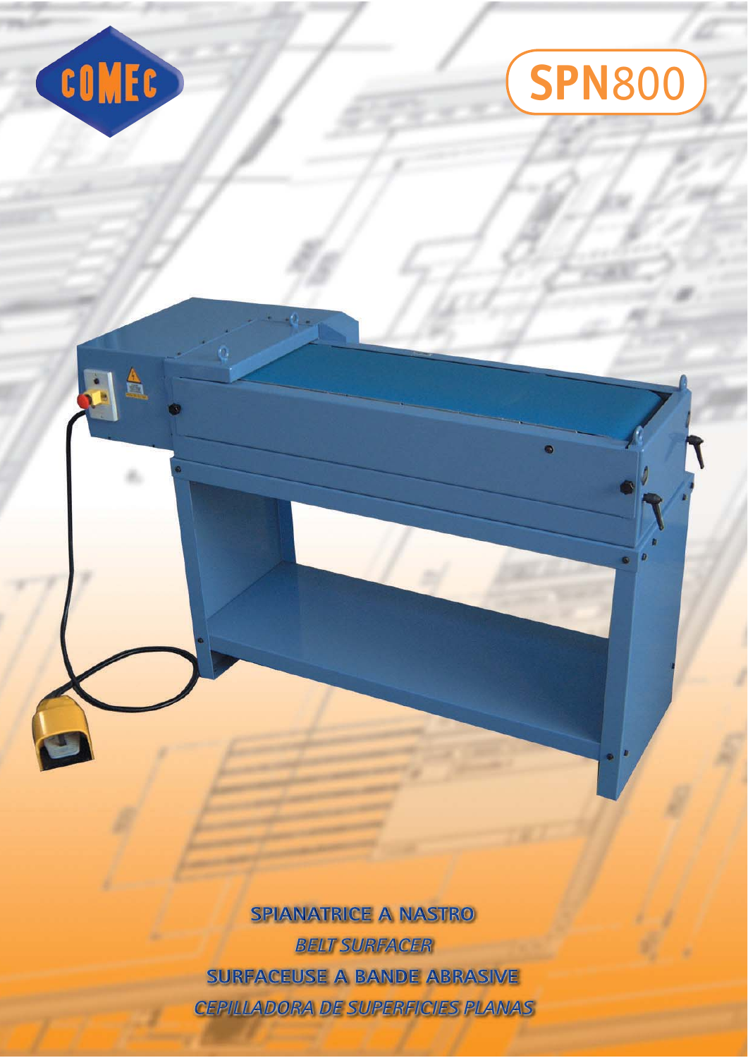COMEC

# SPN800

**SPIANATRICE A NASTRO**

***BELT SURFACER***

**SURFACEUSE A BANDE ABRASIVE**

***CEPILLADORA DE SUPERFICIES PLANAS***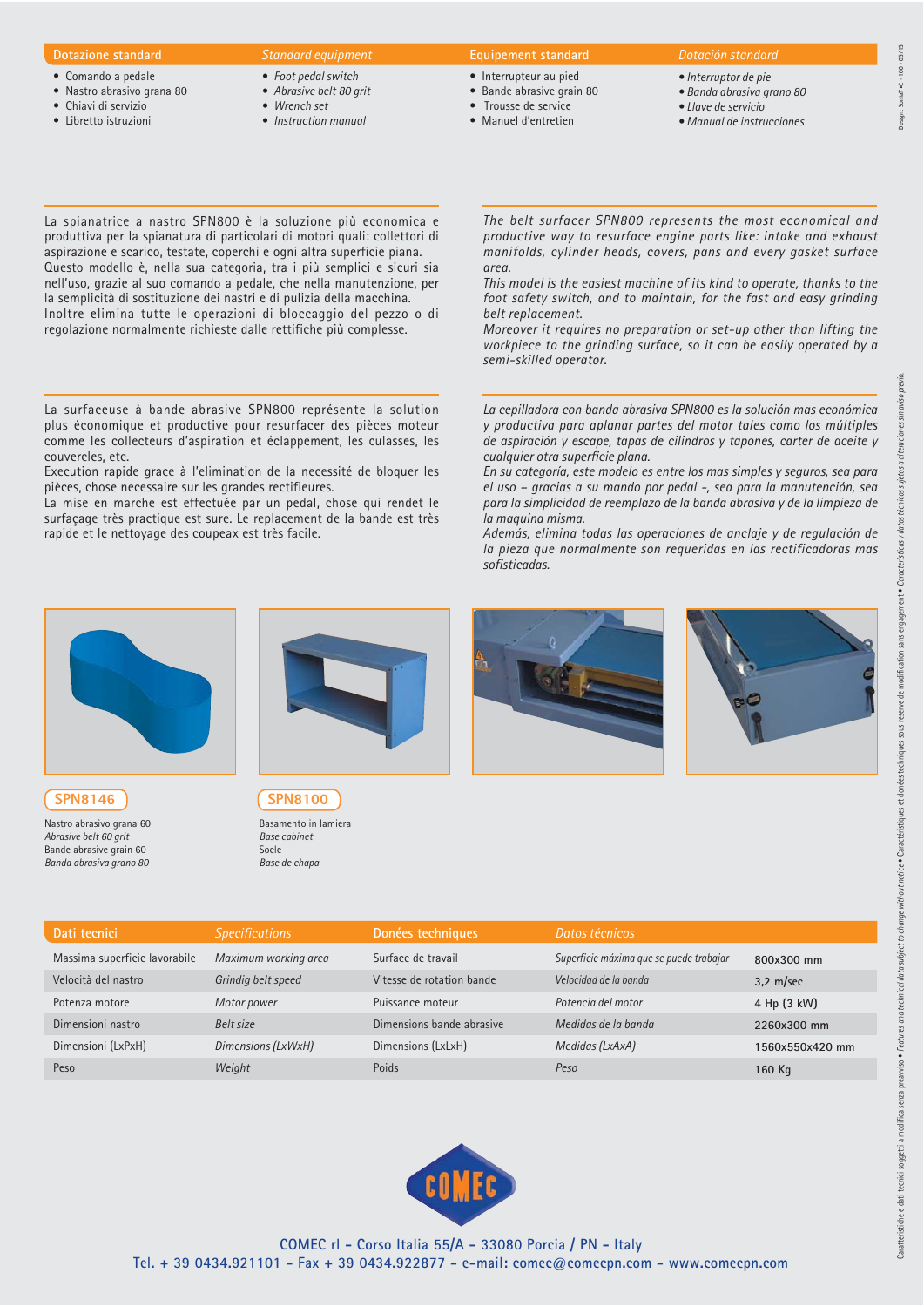## Dotazione standard

- Comando a pedale
- Nastro abrasivo grana 80
- Chiavi di servizio
- Libretto istruzioni

## *Standard equipment*

- *Foot pedal switch*
- *Abrasive belt 80 grit*
- *Wrench set*
- *Instruction manual*

## Equipement standard

- Interrupteur au pied
- Bande abrasive grain 80
- Trousse de service
- Manuel d'entretien

## *Dotación standard*

- *Interruptor de pie*
- *Banda abrasiva grano 80*
- *Llave de servicio*
- *Manual de instrucciones*

La spianatrice a nastro SPN800 è la soluzione più economica e produttiva per la spianatura di particolari di motori quali: collettori di aspirazione e scarico, testate, coperchi e ogni altra superficie piana.
Questo modello è, nella sua categoria, tra i più semplici e sicuri sia nell'uso, grazie al suo comando a pedale, che nella manutenzione, per la semplicità di sostituzione dei nastri e di pulizia della macchina.
Inoltre elimina tutte le operazioni di bloccaggio del pezzo o di regolazione normalmente richieste dalle rettifiche più complesse.

*The belt surfacer SPN800 represents the most economical and productive way to resurface engine parts like: intake and exhaust manifolds, cylinder heads, covers, pans and every gasket surface area.*
*This model is the easiest machine of its kind to operate, thanks to the foot safety switch, and to maintain, for the fast and easy grinding belt replacement.*
*Moreover it requires no preparation or set-up other than lifting the workpiece to the grinding surface, so it can be easily operated by a semi-skilled operator.*

La surfaceuse à bande abrasive SPN800 représente la solution plus économique et productive pour resurfacer des pièces moteur comme les collecteurs d'aspiration et éclappement, les culasses, les couvercles, etc.
Execution rapide grace à l'elimination de la necessité de bloquer les pièces, chose necessaire sur les grandes rectifieures.
La mise en marche est effectuée par un pedal, chose qui rendet le surfaçage très practique est sure. Le replacement de la bande est très rapide et le nettoyage des coupeax est très facile.

*La cepilladora con banda abrasiva SPN800 es la solución mas económica y productiva para aplanar partes del motor tales como los múltiples de aspiración y escape, tapas de cilindros y tapones, carter de aceite y cualquier otra superficie plana.*
*En su categoría, este modelo es entre los mas simples y seguros, sea para el uso – gracias a su mando por pedal -, sea para la manutención, sea para la simplicidad de reemplazo de la banda abrasiva y de la limpieza de la maquina misma.*
*Además, elimina todas las operaciones de anclaje y de regulación de la pieza que normalmente son requeridas en las rectificadoras mas sofisticadas.*

**SPN8146**

Nastro abrasivo grana 60
*Abrasive belt 60 grit*
Bande abrasive grain 60
*Banda abrasiva grano 80*

**SPN8100**

Basamento in lamiera
*Base cabinet*
Socle
*Base de chapa*

| Dati tecnici | *Specifications* | Donées techniques | *Datos técnicos* | |
|---|---|---|---|---|
| Massima superficie lavorabile | *Maximum working area* | Surface de travail | *Superficie máxima que se puede trabajar* | 800x300 mm |
| Velocità del nastro | *Grindig belt speed* | Vitesse de rotation bande | *Velocidad de la banda* | 3,2 m/sec |
| Potenza motore | *Motor power* | Puissance moteur | *Potencia del motor* | 4 Hp (3 kW) |
| Dimensioni nastro | *Belt size* | Dimensions bande abrasive | *Medidas de la banda* | 2260x300 mm |
| Dimensioni (LxPxH) | *Dimensions (LxWxH)* | Dimensions (LxLxH) | *Medidas (LxAxA)* | 1560x550x420 mm |
| Peso | *Weight* | Poids | *Peso* | 160 Kg |

COMEC

COMEC rl - Corso Italia 55/A - 33080 Porcia / PN - Italy
Tel. + 39 0434.921101 - Fax + 39 0434.922877 - e-mail: comec@comecpn.com - www.comecpn.com

Caratteristiche e dati tecnici soggetti a modifica senza preavviso • Features and technical data subject to change without notice • Caractéristiques et données techniques sous reserve de modification sans engagement • Caracteristicas y datos técnicos sujetos a alteraciones sin aviso previo.